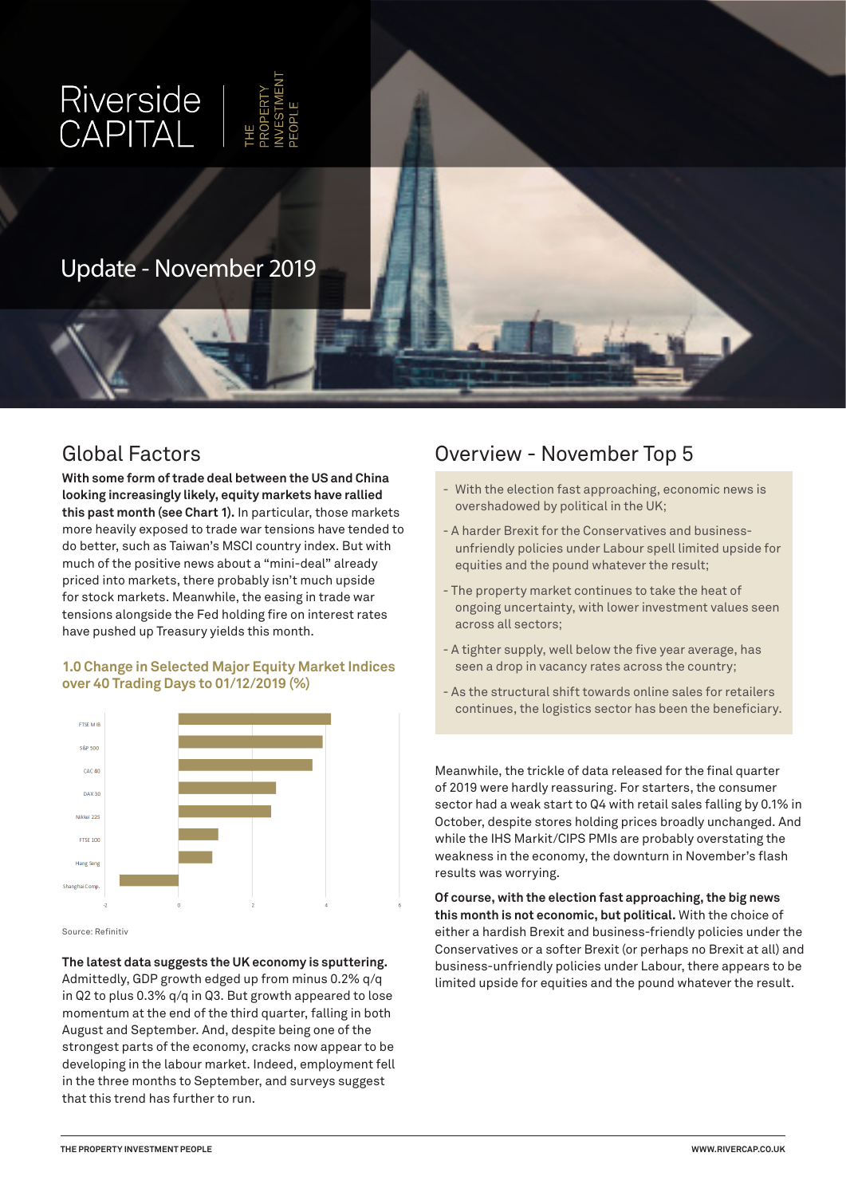# Riverside CAPITAL | THE PROPERTY INVESTMENT PEOPLE

## Update - November 2019

## Global Factors

**With some form of trade deal between the US and China looking increasingly likely, equity markets have rallied this past month (see Chart 1).** In particular, those markets more heavily exposed to trade war tensions have tended to do better, such as Taiwan's MSCI country index. But with much of the positive news about a "mini-deal" already priced into markets, there probably isn't much upside for stock markets. Meanwhile, the easing in trade war tensions alongside the Fed holding fire on interest rates have pushed up Treasury yields this month.

**1.0 Change in Selected Major Equity Market Indices over 40 Trading Days to 01/12/2019 (%)**

Source: Refinitiv

**The latest data suggests the UK economy is sputtering.** Admittedly, GDP growth edged up from minus 0.2% q/q in Q2 to plus 0.3% q/q in Q3. But growth appeared to lose momentum at the end of the third quarter, falling in both August and September. And, despite being one of the strongest parts of the economy, cracks now appear to be developing in the labour market. Indeed, employment fell in the three months to September, and surveys suggest that this trend has further to run.

## Overview - November Top 5

- With the election fast approaching, economic news is overshadowed by political in the UK;
- A harder Brexit for the Conservatives and business-unfriendly policies under Labour spell limited upside for equities and the pound whatever the result;
- The property market continues to take the heat of ongoing uncertainty, with lower investment values seen across all sectors;
- A tighter supply, well below the five year average, has seen a drop in vacancy rates across the country;
- As the structural shift towards online sales for retailers continues, the logistics sector has been the beneficiary.

Meanwhile, the trickle of data released for the final quarter of 2019 were hardly reassuring. For starters, the consumer sector had a weak start to Q4 with retail sales falling by 0.1% in October, despite stores holding prices broadly unchanged. And while the IHS Markit/CIPS PMIs are probably overstating the weakness in the economy, the downturn in November's flash results was worrying.

**Of course, with the election fast approaching, the big news this month is not economic, but political.** With the choice of either a hardish Brexit and business-friendly policies under the Conservatives or a softer Brexit (or perhaps no Brexit at all) and business-unfriendly policies under Labour, there appears to be limited upside for equities and the pound whatever the result.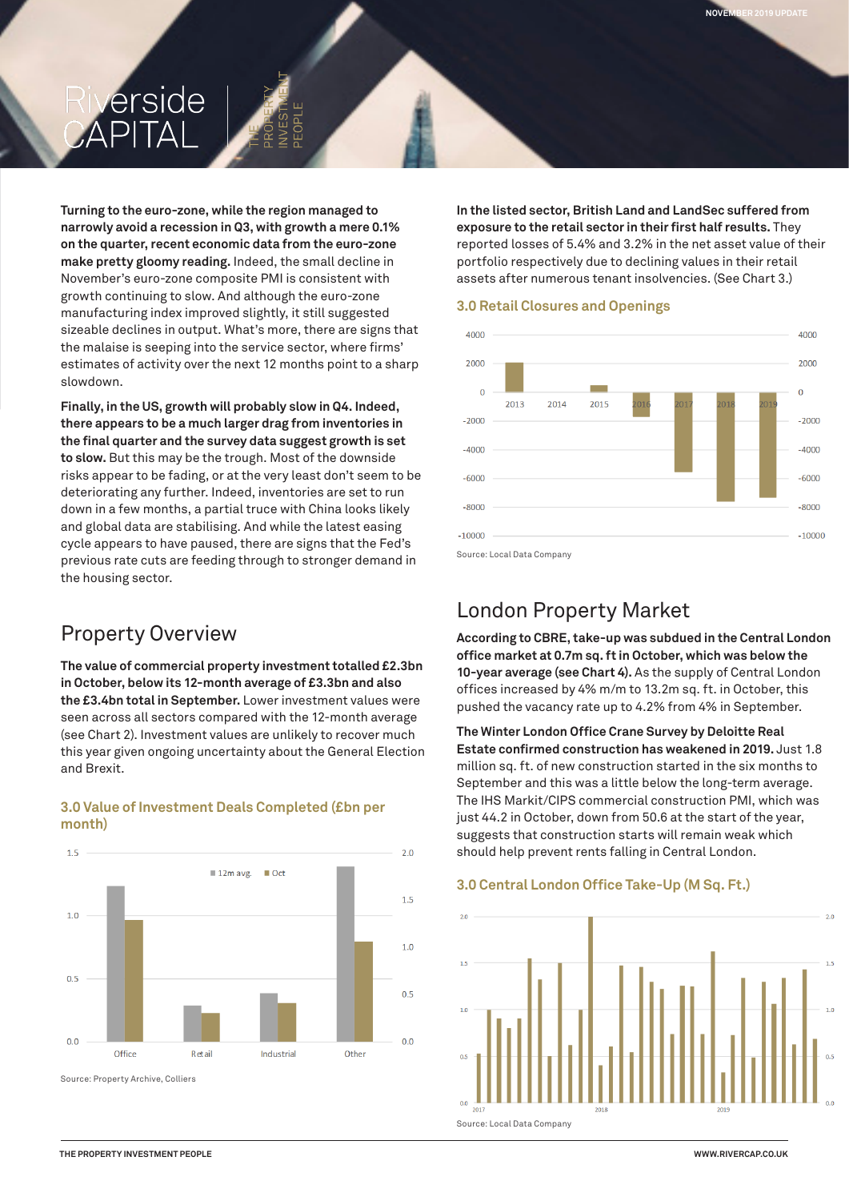**Turning to the euro-zone, while the region managed to narrowly avoid a recession in Q3, with growth a mere 0.1% on the quarter, recent economic data from the euro-zone make pretty gloomy reading.** Indeed, the small decline in November's euro-zone composite PMI is consistent with growth continuing to slow. And although the euro-zone manufacturing index improved slightly, it still suggested sizeable declines in output. What's more, there are signs that the malaise is seeping into the service sector, where firms' estimates of activity over the next 12 months point to a sharp slowdown.

**Finally, in the US, growth will probably slow in Q4. Indeed, there appears to be a much larger drag from inventories in the final quarter and the survey data suggest growth is set to slow.** But this may be the trough. Most of the downside risks appear to be fading, or at the very least don't seem to be deteriorating any further. Indeed, inventories are set to run down in a few months, a partial truce with China looks likely and global data are stabilising. And while the latest easing cycle appears to have paused, there are signs that the Fed's previous rate cuts are feeding through to stronger demand in the housing sector.

## Property Overview

**The value of commercial property investment totalled £2.3bn in October, below its 12-month average of £3.3bn and also the £3.4bn total in September.** Lower investment values were seen across all sectors compared with the 12-month average (see Chart 2). Investment values are unlikely to recover much this year given ongoing uncertainty about the General Election and Brexit.

### 3.0 Value of Investment Deals Completed (£bn per month)

Source: Property Archive, Colliers

**In the listed sector, British Land and LandSec suffered from exposure to the retail sector in their first half results.** They reported losses of 5.4% and 3.2% in the net asset value of their portfolio respectively due to declining values in their retail assets after numerous tenant insolvencies. (See Chart 3.)

### 3.0 Retail Closures and Openings

Source: Local Data Company

## London Property Market

**According to CBRE, take-up was subdued in the Central London office market at 0.7m sq. ft in October, which was below the 10-year average (see Chart 4).** As the supply of Central London offices increased by 4% m/m to 13.2m sq. ft. in October, this pushed the vacancy rate up to 4.2% from 4% in September.

**The Winter London Office Crane Survey by Deloitte Real Estate confirmed construction has weakened in 2019.** Just 1.8 million sq. ft. of new construction started in the six months to September and this was a little below the long-term average. The IHS Markit/CIPS commercial construction PMI, which was just 44.2 in October, down from 50.6 at the start of the year, suggests that construction starts will remain weak which should help prevent rents falling in Central London.

### 3.0 Central London Office Take-Up (M Sq. Ft.)

Source: Local Data Company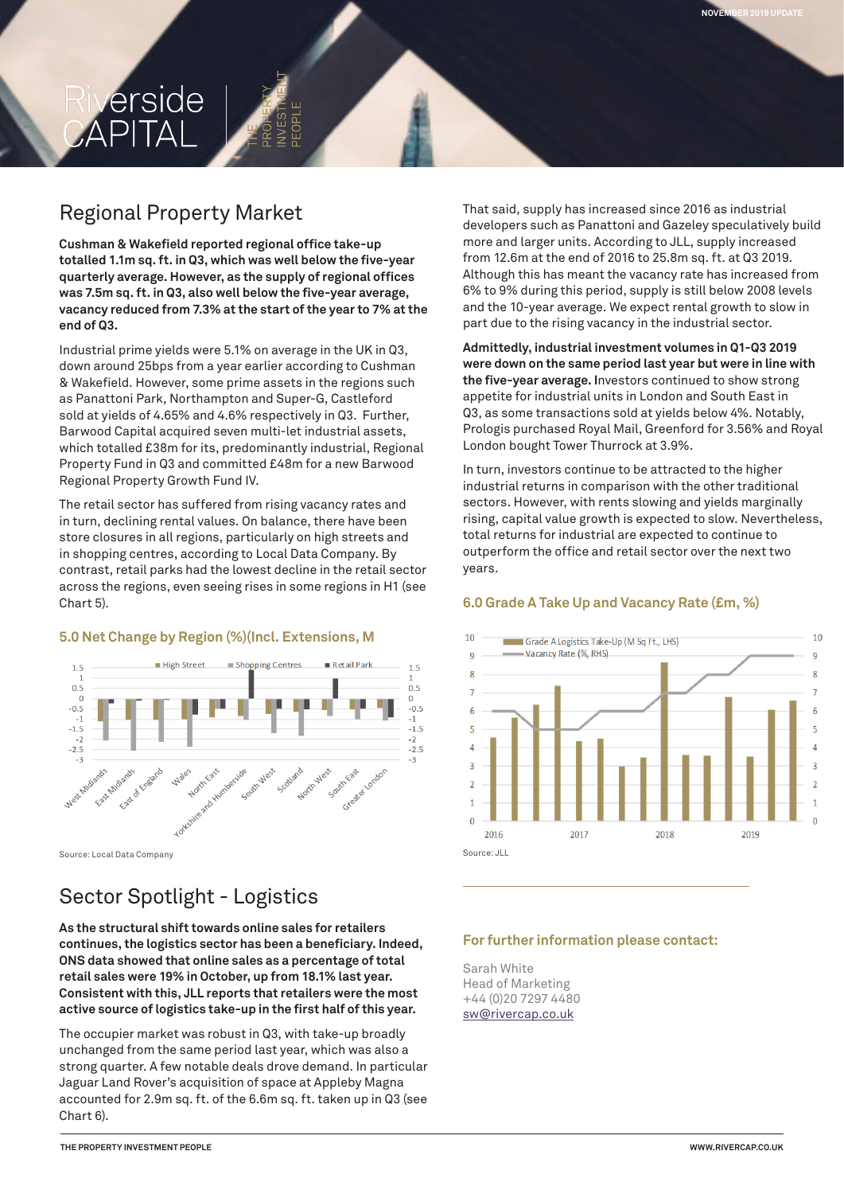Riverside CAPITAL | THE PROPERTY INVESTMENT PEOPLE

NOVEMBER 2019 UPDATE

## Regional Property Market

**Cushman & Wakefield reported regional office take-up totalled 1.1m sq. ft. in Q3, which was well below the five-year quarterly average. However, as the supply of regional offices was 7.5m sq. ft. in Q3, also well below the five-year average, vacancy reduced from 7.3% at the start of the year to 7% at the end of Q3.**

Industrial prime yields were 5.1% on average in the UK in Q3, down around 25bps from a year earlier according to Cushman & Wakefield. However, some prime assets in the regions such as Panattoni Park, Northampton and Super-G, Castleford sold at yields of 4.65% and 4.6% respectively in Q3. Further, Barwood Capital acquired seven multi-let industrial assets, which totalled £38m for its, predominantly industrial, Regional Property Fund in Q3 and committed £48m for a new Barwood Regional Property Growth Fund IV.

The retail sector has suffered from rising vacancy rates and in turn, declining rental values. On balance, there have been store closures in all regions, particularly on high streets and in shopping centres, according to Local Data Company. By contrast, retail parks had the lowest decline in the retail sector across the regions, even seeing rises in some regions in H1 (see Chart 5).

### 5.0 Net Change by Region (%)(Incl. Extensions, M

High Street
Shopping Centres
Retail Park

1.5, 1, 0.5, 0, -0.5, -1, -1.5, -2, -2.5, -3

West Midlands, East Midlands, East of England, Wales, North East, Yorkshire and Humberside, South West, Scotland, North West, South East, Greater London

Source: Local Data Company

## Sector Spotlight - Logistics

**As the structural shift towards online sales for retailers continues, the logistics sector has been a beneficiary. Indeed, ONS data showed that online sales as a percentage of total retail sales were 19% in October, up from 18.1% last year. Consistent with this, JLL reports that retailers were the most active source of logistics take-up in the first half of this year.**

The occupier market was robust in Q3, with take-up broadly unchanged from the same period last year, which was also a strong quarter. A few notable deals drove demand. In particular Jaguar Land Rover's acquisition of space at Appleby Magna accounted for 2.9m sq. ft. of the 6.6m sq. ft. taken up in Q3 (see Chart 6).

That said, supply has increased since 2016 as industrial developers such as Panattoni and Gazeley speculatively build more and larger units. According to JLL, supply increased from 12.6m at the end of 2016 to 25.8m sq. ft. at Q3 2019. Although this has meant the vacancy rate has increased from 6% to 9% during this period, supply is still below 2008 levels and the 10-year average. We expect rental growth to slow in part due to the rising vacancy in the industrial sector.

**Admittedly, industrial investment volumes in Q1-Q3 2019 were down on the same period last year but were in line with the five-year average.** Investors continued to show strong appetite for industrial units in London and South East in Q3, as some transactions sold at yields below 4%. Notably, Prologis purchased Royal Mail, Greenford for 3.56% and Royal London bought Tower Thurrock at 3.9%.

In turn, investors continue to be attracted to the higher industrial returns in comparison with the other traditional sectors. However, with rents slowing and yields marginally rising, capital value growth is expected to slow. Nevertheless, total returns for industrial are expected to continue to outperform the office and retail sector over the next two years.

### 6.0 Grade A Take Up and Vacancy Rate (£m, %)

Grade A Logistics Take-Up (M Sq Ft., LHS)
Vacancy Rate (%, RHS)

0, 1, 2, 3, 4, 5, 6, 7, 8, 9, 10

2016, 2017, 2018, 2019

Source: JLL

### For further information please contact:

Sarah White
Head of Marketing
+44 (0)20 7297 4480
sw@rivercap.co.uk